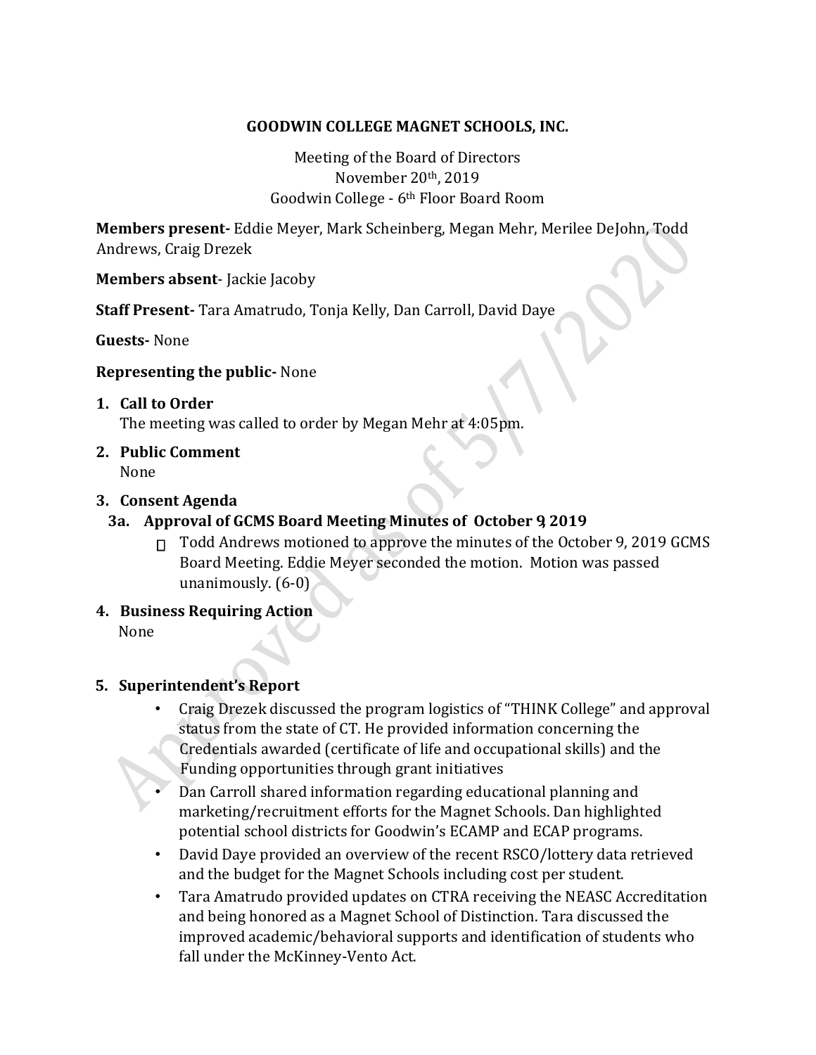**GOODWIN COLLEGE MAGNET SCHOOLS, INC.**

Meeting of the Board of Directors
November 20th, 2019
Goodwin College - 6th Floor Board Room

**Members present-** Eddie Meyer, Mark Scheinberg, Megan Mehr, Merilee DeJohn, Todd Andrews, Craig Drezek

**Members absent**- Jackie Jacoby

**Staff Present-** Tara Amatrudo, Tonja Kelly, Dan Carroll, David Daye

**Guests-** None

**Representing the public-** None

1. **Call to Order**
   The meeting was called to order by Megan Mehr at 4:05pm.

2. **Public Comment**
   None

3. **Consent Agenda**

   **3a. Approval of GCMS Board Meeting Minutes of October 9, 2019**

   - Todd Andrews motioned to approve the minutes of the October 9, 2019 GCMS Board Meeting. Eddie Meyer seconded the motion. Motion was passed unanimously. (6-0)

4. **Business Requiring Action**
   None

5. **Superintendent's Report**
   - Craig Drezek discussed the program logistics of "THINK College" and approval status from the state of CT. He provided information concerning the Credentials awarded (certificate of life and occupational skills) and the Funding opportunities through grant initiatives
   - Dan Carroll shared information regarding educational planning and marketing/recruitment efforts for the Magnet Schools. Dan highlighted potential school districts for Goodwin's ECAMP and ECAP programs.
   - David Daye provided an overview of the recent RSCO/lottery data retrieved and the budget for the Magnet Schools including cost per student.
   - Tara Amatrudo provided updates on CTRA receiving the NEASC Accreditation and being honored as a Magnet School of Distinction. Tara discussed the improved academic/behavioral supports and identification of students who fall under the McKinney-Vento Act.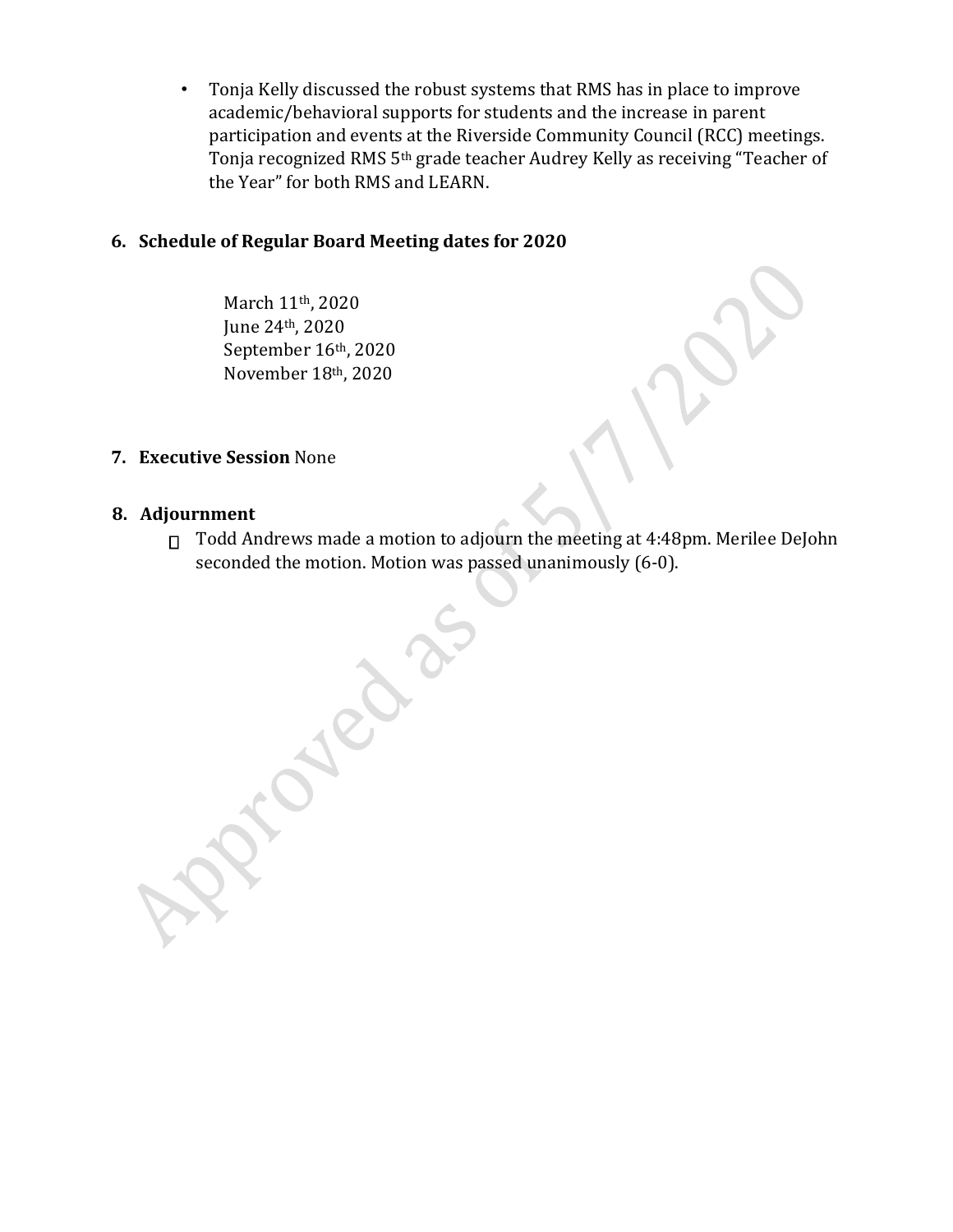- Tonja Kelly discussed the robust systems that RMS has in place to improve academic/behavioral supports for students and the increase in parent participation and events at the Riverside Community Council (RCC) meetings. Tonja recognized RMS 5th grade teacher Audrey Kelly as receiving "Teacher of the Year" for both RMS and LEARN.

**6. Schedule of Regular Board Meeting dates for 2020**

March 11th, 2020
June 24th, 2020
September 16th, 2020
November 18th, 2020

**7. Executive Session** None

**8. Adjournment**

- Todd Andrews made a motion to adjourn the meeting at 4:48pm. Merilee DeJohn seconded the motion. Motion was passed unanimously (6-0).

Approved as of 5/7/2020